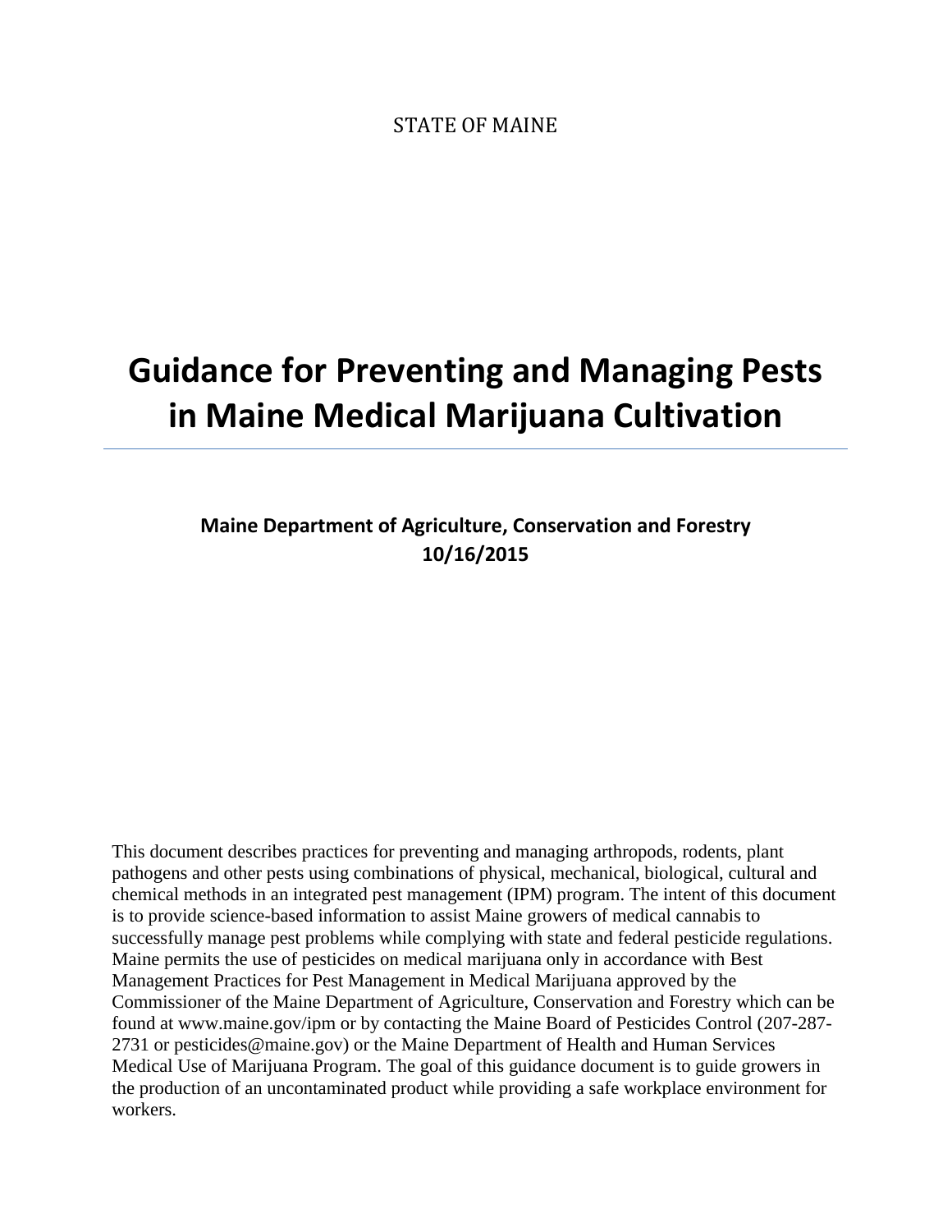STATE OF MAINE

# Guidance for Preventing and Managing Pests in Maine Medical Marijuana Cultivation

**Maine Department of Agriculture, Conservation and Forestry**
**10/16/2015**

This document describes practices for preventing and managing arthropods, rodents, plant pathogens and other pests using combinations of physical, mechanical, biological, cultural and chemical methods in an integrated pest management (IPM) program. The intent of this document is to provide science-based information to assist Maine growers of medical cannabis to successfully manage pest problems while complying with state and federal pesticide regulations. Maine permits the use of pesticides on medical marijuana only in accordance with Best Management Practices for Pest Management in Medical Marijuana approved by the Commissioner of the Maine Department of Agriculture, Conservation and Forestry which can be found at www.maine.gov/ipm or by contacting the Maine Board of Pesticides Control (207-287-2731 or pesticides@maine.gov) or the Maine Department of Health and Human Services Medical Use of Marijuana Program. The goal of this guidance document is to guide growers in the production of an uncontaminated product while providing a safe workplace environment for workers.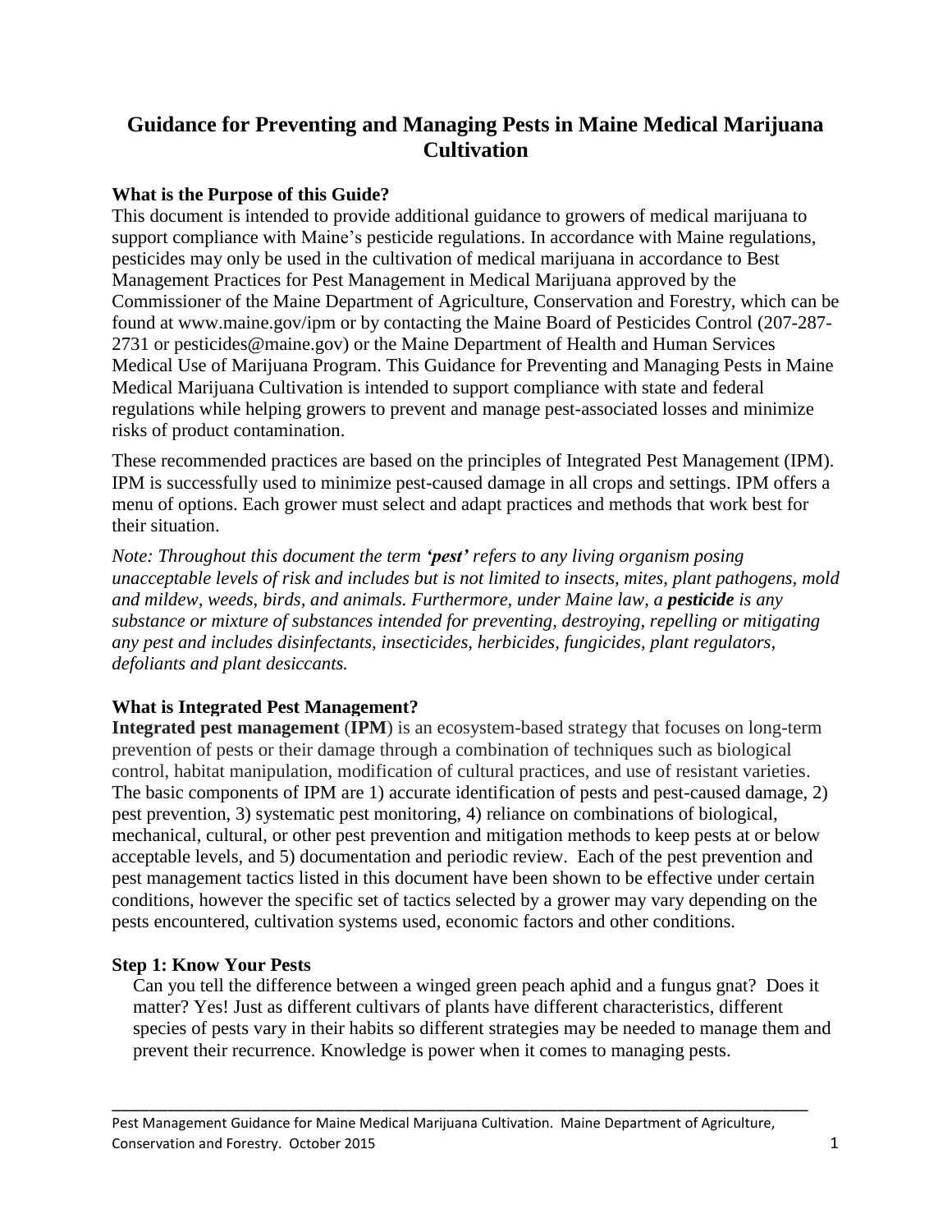# Guidance for Preventing and Managing Pests in Maine Medical Marijuana Cultivation

### What is the Purpose of this Guide?

This document is intended to provide additional guidance to growers of medical marijuana to support compliance with Maine's pesticide regulations. In accordance with Maine regulations, pesticides may only be used in the cultivation of medical marijuana in accordance to Best Management Practices for Pest Management in Medical Marijuana approved by the Commissioner of the Maine Department of Agriculture, Conservation and Forestry, which can be found at www.maine.gov/ipm or by contacting the Maine Board of Pesticides Control (207-287-2731 or pesticides@maine.gov) or the Maine Department of Health and Human Services Medical Use of Marijuana Program. This Guidance for Preventing and Managing Pests in Maine Medical Marijuana Cultivation is intended to support compliance with state and federal regulations while helping growers to prevent and manage pest-associated losses and minimize risks of product contamination.

These recommended practices are based on the principles of Integrated Pest Management (IPM). IPM is successfully used to minimize pest-caused damage in all crops and settings. IPM offers a menu of options. Each grower must select and adapt practices and methods that work best for their situation.

*Note: Throughout this document the term **'pest'** refers to any living organism posing unacceptable levels of risk and includes but is not limited to insects, mites, plant pathogens, mold and mildew, weeds, birds, and animals. Furthermore, under Maine law, a **pesticide** is any substance or mixture of substances intended for preventing, destroying, repelling or mitigating any pest and includes disinfectants, insecticides, herbicides, fungicides, plant regulators, defoliants and plant desiccants.*

### What is Integrated Pest Management?

**Integrated pest management** (**IPM**) is an ecosystem-based strategy that focuses on long-term prevention of pests or their damage through a combination of techniques such as biological control, habitat manipulation, modification of cultural practices, and use of resistant varieties. The basic components of IPM are 1) accurate identification of pests and pest-caused damage, 2) pest prevention, 3) systematic pest monitoring, 4) reliance on combinations of biological, mechanical, cultural, or other pest prevention and mitigation methods to keep pests at or below acceptable levels, and 5) documentation and periodic review. Each of the pest prevention and pest management tactics listed in this document have been shown to be effective under certain conditions, however the specific set of tactics selected by a grower may vary depending on the pests encountered, cultivation systems used, economic factors and other conditions.

### Step 1: Know Your Pests

Can you tell the difference between a winged green peach aphid and a fungus gnat? Does it matter? Yes! Just as different cultivars of plants have different characteristics, different species of pests vary in their habits so different strategies may be needed to manage them and prevent their recurrence. Knowledge is power when it comes to managing pests.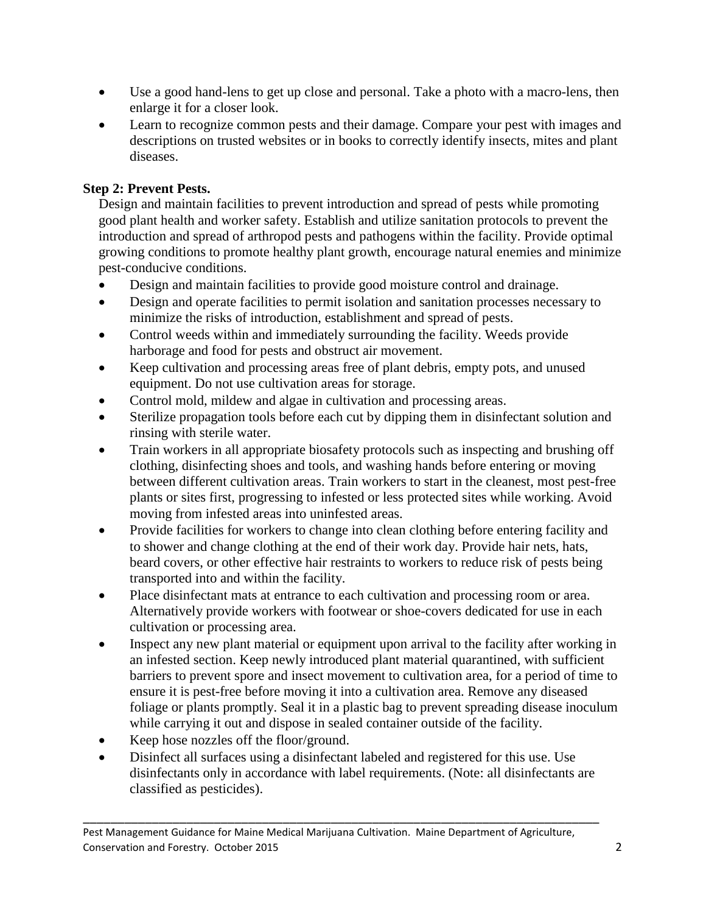- Use a good hand-lens to get up close and personal. Take a photo with a macro-lens, then enlarge it for a closer look.
- Learn to recognize common pests and their damage. Compare your pest with images and descriptions on trusted websites or in books to correctly identify insects, mites and plant diseases.

**Step 2: Prevent Pests.**

Design and maintain facilities to prevent introduction and spread of pests while promoting good plant health and worker safety. Establish and utilize sanitation protocols to prevent the introduction and spread of arthropod pests and pathogens within the facility. Provide optimal growing conditions to promote healthy plant growth, encourage natural enemies and minimize pest-conducive conditions.

- Design and maintain facilities to provide good moisture control and drainage.
- Design and operate facilities to permit isolation and sanitation processes necessary to minimize the risks of introduction, establishment and spread of pests.
- Control weeds within and immediately surrounding the facility. Weeds provide harborage and food for pests and obstruct air movement.
- Keep cultivation and processing areas free of plant debris, empty pots, and unused equipment. Do not use cultivation areas for storage.
- Control mold, mildew and algae in cultivation and processing areas.
- Sterilize propagation tools before each cut by dipping them in disinfectant solution and rinsing with sterile water.
- Train workers in all appropriate biosafety protocols such as inspecting and brushing off clothing, disinfecting shoes and tools, and washing hands before entering or moving between different cultivation areas. Train workers to start in the cleanest, most pest-free plants or sites first, progressing to infested or less protected sites while working. Avoid moving from infested areas into uninfested areas.
- Provide facilities for workers to change into clean clothing before entering facility and to shower and change clothing at the end of their work day. Provide hair nets, hats, beard covers, or other effective hair restraints to workers to reduce risk of pests being transported into and within the facility.
- Place disinfectant mats at entrance to each cultivation and processing room or area. Alternatively provide workers with footwear or shoe-covers dedicated for use in each cultivation or processing area.
- Inspect any new plant material or equipment upon arrival to the facility after working in an infested section. Keep newly introduced plant material quarantined, with sufficient barriers to prevent spore and insect movement to cultivation area, for a period of time to ensure it is pest-free before moving it into a cultivation area. Remove any diseased foliage or plants promptly. Seal it in a plastic bag to prevent spreading disease inoculum while carrying it out and dispose in sealed container outside of the facility.
- Keep hose nozzles off the floor/ground.
- Disinfect all surfaces using a disinfectant labeled and registered for this use. Use disinfectants only in accordance with label requirements. (Note: all disinfectants are classified as pesticides).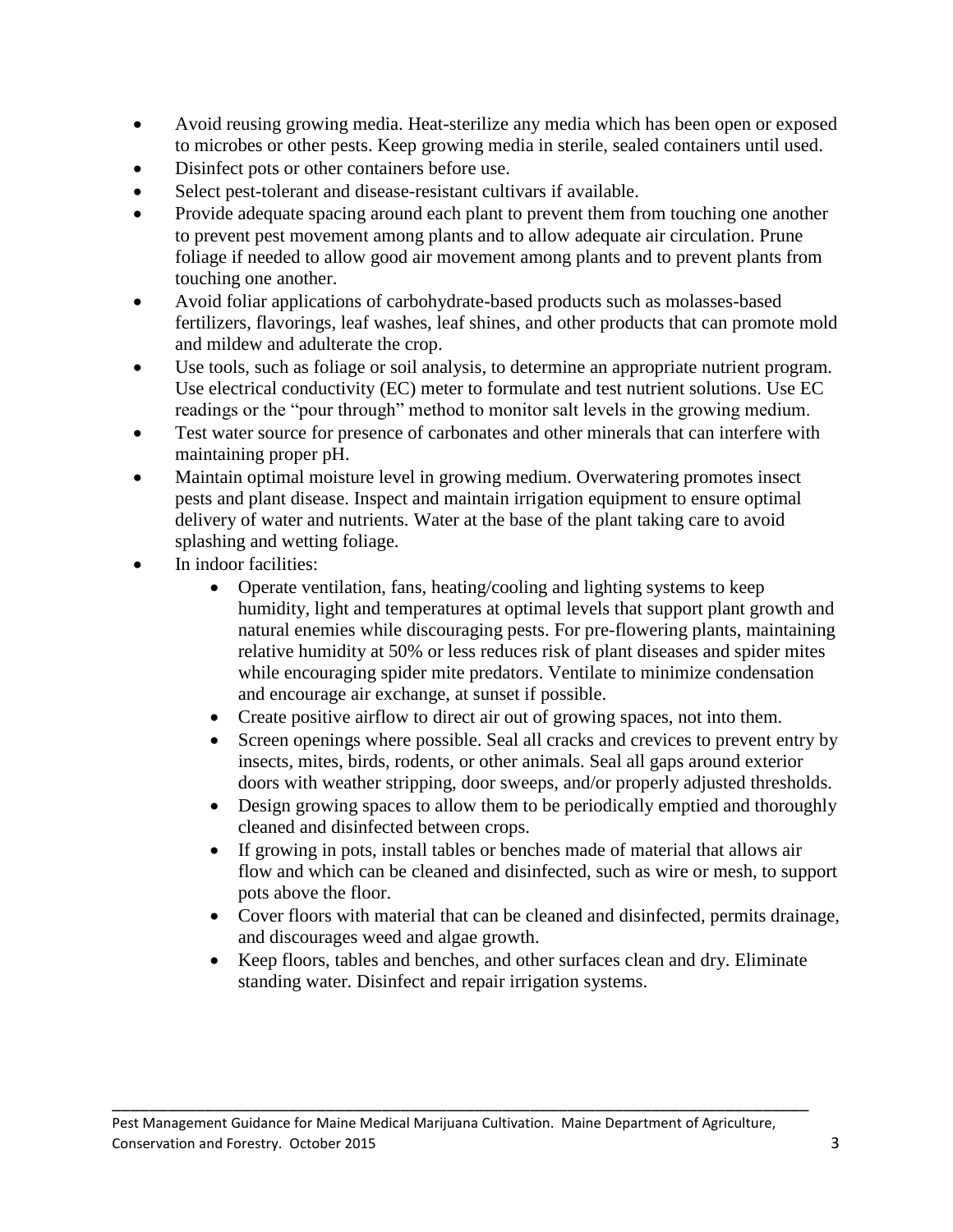- Avoid reusing growing media. Heat-sterilize any media which has been open or exposed to microbes or other pests. Keep growing media in sterile, sealed containers until used.
- Disinfect pots or other containers before use.
- Select pest-tolerant and disease-resistant cultivars if available.
- Provide adequate spacing around each plant to prevent them from touching one another to prevent pest movement among plants and to allow adequate air circulation. Prune foliage if needed to allow good air movement among plants and to prevent plants from touching one another.
- Avoid foliar applications of carbohydrate-based products such as molasses-based fertilizers, flavorings, leaf washes, leaf shines, and other products that can promote mold and mildew and adulterate the crop.
- Use tools, such as foliage or soil analysis, to determine an appropriate nutrient program. Use electrical conductivity (EC) meter to formulate and test nutrient solutions. Use EC readings or the "pour through" method to monitor salt levels in the growing medium.
- Test water source for presence of carbonates and other minerals that can interfere with maintaining proper pH.
- Maintain optimal moisture level in growing medium. Overwatering promotes insect pests and plant disease. Inspect and maintain irrigation equipment to ensure optimal delivery of water and nutrients. Water at the base of the plant taking care to avoid splashing and wetting foliage.
- In indoor facilities:
    - Operate ventilation, fans, heating/cooling and lighting systems to keep humidity, light and temperatures at optimal levels that support plant growth and natural enemies while discouraging pests. For pre-flowering plants, maintaining relative humidity at 50% or less reduces risk of plant diseases and spider mites while encouraging spider mite predators. Ventilate to minimize condensation and encourage air exchange, at sunset if possible.
    - Create positive airflow to direct air out of growing spaces, not into them.
    - Screen openings where possible. Seal all cracks and crevices to prevent entry by insects, mites, birds, rodents, or other animals. Seal all gaps around exterior doors with weather stripping, door sweeps, and/or properly adjusted thresholds.
    - Design growing spaces to allow them to be periodically emptied and thoroughly cleaned and disinfected between crops.
    - If growing in pots, install tables or benches made of material that allows air flow and which can be cleaned and disinfected, such as wire or mesh, to support pots above the floor.
    - Cover floors with material that can be cleaned and disinfected, permits drainage, and discourages weed and algae growth.
    - Keep floors, tables and benches, and other surfaces clean and dry. Eliminate standing water. Disinfect and repair irrigation systems.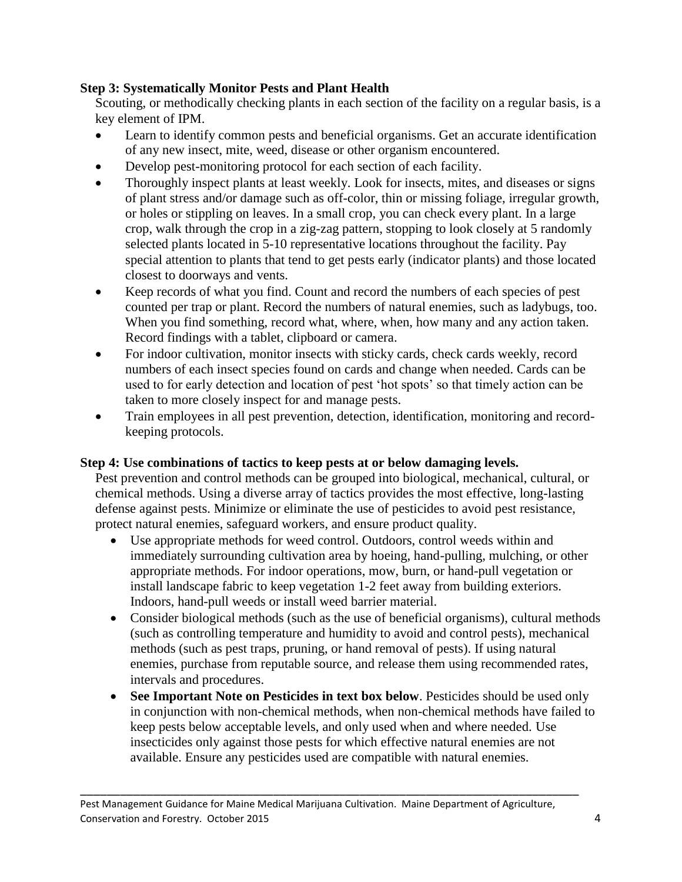**Step 3: Systematically Monitor Pests and Plant Health**

Scouting, or methodically checking plants in each section of the facility on a regular basis, is a key element of IPM.

- Learn to identify common pests and beneficial organisms. Get an accurate identification of any new insect, mite, weed, disease or other organism encountered.
- Develop pest-monitoring protocol for each section of each facility.
- Thoroughly inspect plants at least weekly. Look for insects, mites, and diseases or signs of plant stress and/or damage such as off-color, thin or missing foliage, irregular growth, or holes or stippling on leaves. In a small crop, you can check every plant. In a large crop, walk through the crop in a zig-zag pattern, stopping to look closely at 5 randomly selected plants located in 5-10 representative locations throughout the facility. Pay special attention to plants that tend to get pests early (indicator plants) and those located closest to doorways and vents.
- Keep records of what you find. Count and record the numbers of each species of pest counted per trap or plant. Record the numbers of natural enemies, such as ladybugs, too. When you find something, record what, where, when, how many and any action taken. Record findings with a tablet, clipboard or camera.
- For indoor cultivation, monitor insects with sticky cards, check cards weekly, record numbers of each insect species found on cards and change when needed. Cards can be used to for early detection and location of pest 'hot spots' so that timely action can be taken to more closely inspect for and manage pests.
- Train employees in all pest prevention, detection, identification, monitoring and record-keeping protocols.

**Step 4: Use combinations of tactics to keep pests at or below damaging levels.**

Pest prevention and control methods can be grouped into biological, mechanical, cultural, or chemical methods. Using a diverse array of tactics provides the most effective, long-lasting defense against pests. Minimize or eliminate the use of pesticides to avoid pest resistance, protect natural enemies, safeguard workers, and ensure product quality.

- Use appropriate methods for weed control. Outdoors, control weeds within and immediately surrounding cultivation area by hoeing, hand-pulling, mulching, or other appropriate methods. For indoor operations, mow, burn, or hand-pull vegetation or install landscape fabric to keep vegetation 1-2 feet away from building exteriors. Indoors, hand-pull weeds or install weed barrier material.
- Consider biological methods (such as the use of beneficial organisms), cultural methods (such as controlling temperature and humidity to avoid and control pests), mechanical methods (such as pest traps, pruning, or hand removal of pests). If using natural enemies, purchase from reputable source, and release them using recommended rates, intervals and procedures.
- **See Important Note on Pesticides in text box below**. Pesticides should be used only in conjunction with non-chemical methods, when non-chemical methods have failed to keep pests below acceptable levels, and only used when and where needed. Use insecticides only against those pests for which effective natural enemies are not available. Ensure any pesticides used are compatible with natural enemies.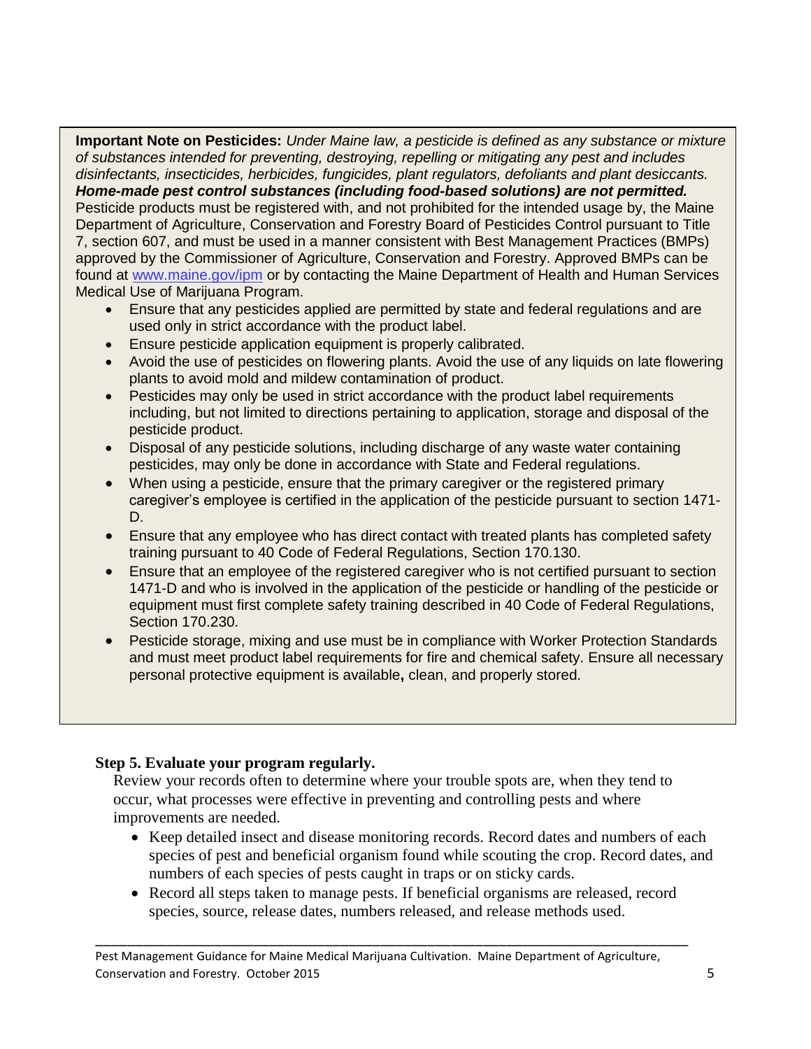**Important Note on Pesticides:** *Under Maine law, a pesticide is defined as any substance or mixture of substances intended for preventing, destroying, repelling or mitigating any pest and includes disinfectants, insecticides, herbicides, fungicides, plant regulators, defoliants and plant desiccants.* ***Home-made pest control substances (including food-based solutions) are not permitted.*** Pesticide products must be registered with, and not prohibited for the intended usage by, the Maine Department of Agriculture, Conservation and Forestry Board of Pesticides Control pursuant to Title 7, section 607, and must be used in a manner consistent with Best Management Practices (BMPs) approved by the Commissioner of Agriculture, Conservation and Forestry. Approved BMPs can be found at [www.maine.gov/ipm](http://www.maine.gov/ipm) or by contacting the Maine Department of Health and Human Services Medical Use of Marijuana Program.

- Ensure that any pesticides applied are permitted by state and federal regulations and are used only in strict accordance with the product label.
- Ensure pesticide application equipment is properly calibrated.
- Avoid the use of pesticides on flowering plants. Avoid the use of any liquids on late flowering plants to avoid mold and mildew contamination of product.
- Pesticides may only be used in strict accordance with the product label requirements including, but not limited to directions pertaining to application, storage and disposal of the pesticide product.
- Disposal of any pesticide solutions, including discharge of any waste water containing pesticides, may only be done in accordance with State and Federal regulations.
- When using a pesticide, ensure that the primary caregiver or the registered primary caregiver's employee is certified in the application of the pesticide pursuant to section 1471-D.
- Ensure that any employee who has direct contact with treated plants has completed safety training pursuant to 40 Code of Federal Regulations, Section 170.130.
- Ensure that an employee of the registered caregiver who is not certified pursuant to section 1471-D and who is involved in the application of the pesticide or handling of the pesticide or equipment must first complete safety training described in 40 Code of Federal Regulations, Section 170.230.
- Pesticide storage, mixing and use must be in compliance with Worker Protection Standards and must meet product label requirements for fire and chemical safety. Ensure all necessary personal protective equipment is available**,** clean, and properly stored.

**Step 5. Evaluate your program regularly.**

Review your records often to determine where your trouble spots are, when they tend to occur, what processes were effective in preventing and controlling pests and where improvements are needed.

- Keep detailed insect and disease monitoring records. Record dates and numbers of each species of pest and beneficial organism found while scouting the crop. Record dates, and numbers of each species of pests caught in traps or on sticky cards.
- Record all steps taken to manage pests. If beneficial organisms are released, record species, source, release dates, numbers released, and release methods used.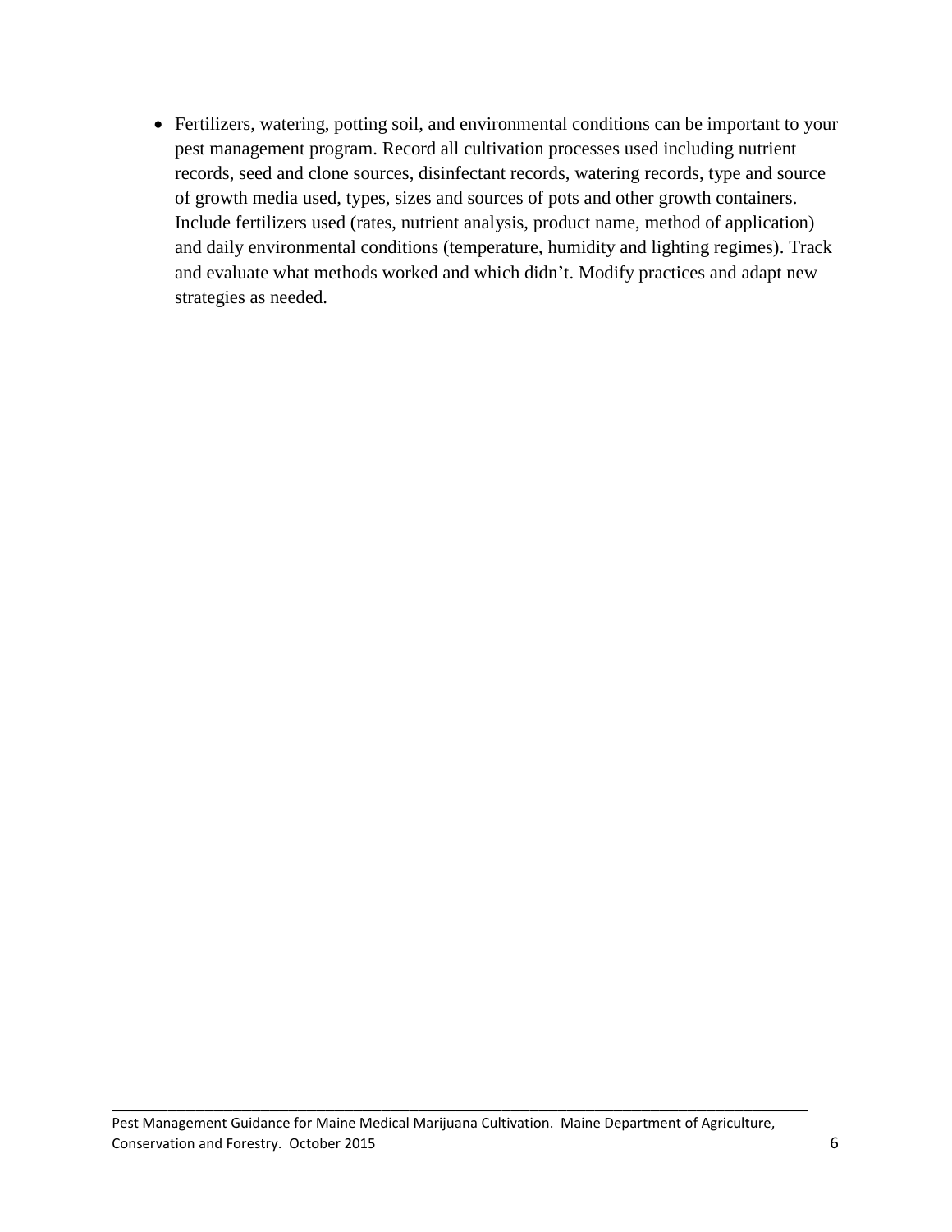- Fertilizers, watering, potting soil, and environmental conditions can be important to your pest management program. Record all cultivation processes used including nutrient records, seed and clone sources, disinfectant records, watering records, type and source of growth media used, types, sizes and sources of pots and other growth containers. Include fertilizers used (rates, nutrient analysis, product name, method of application) and daily environmental conditions (temperature, humidity and lighting regimes). Track and evaluate what methods worked and which didn't. Modify practices and adapt new strategies as needed.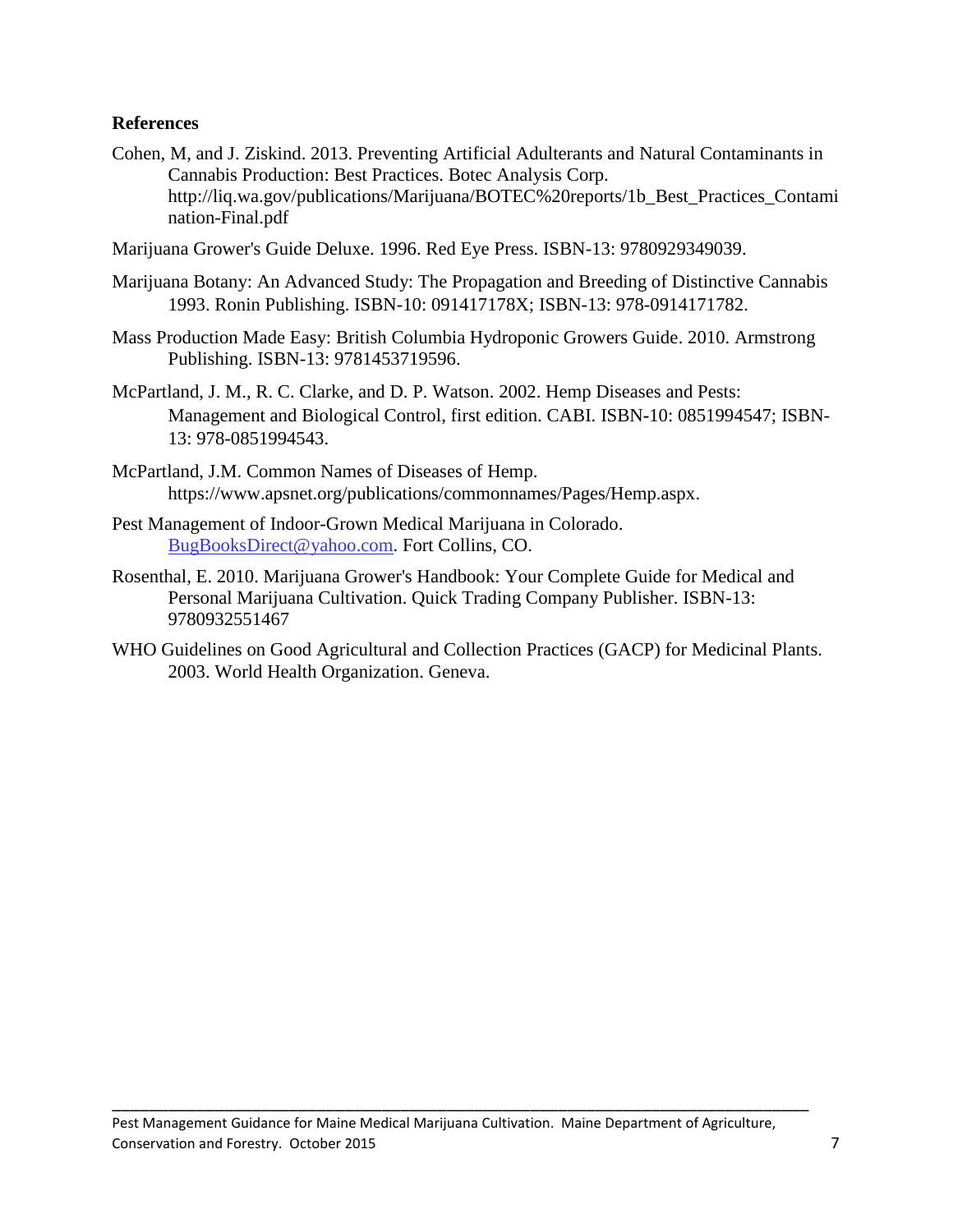**References**

Cohen, M, and J. Ziskind. 2013. Preventing Artificial Adulterants and Natural Contaminants in Cannabis Production: Best Practices. Botec Analysis Corp. http://liq.wa.gov/publications/Marijuana/BOTEC%20reports/1b_Best_Practices_Contamination-Final.pdf

Marijuana Grower's Guide Deluxe. 1996. Red Eye Press. ISBN-13: 9780929349039.

Marijuana Botany: An Advanced Study: The Propagation and Breeding of Distinctive Cannabis 1993. Ronin Publishing. ISBN-10: 091417178X; ISBN-13: 978-0914171782.

Mass Production Made Easy: British Columbia Hydroponic Growers Guide. 2010. Armstrong Publishing. ISBN-13: 9781453719596.

McPartland, J. M., R. C. Clarke, and D. P. Watson. 2002. Hemp Diseases and Pests: Management and Biological Control, first edition. CABI. ISBN-10: 0851994547; ISBN-13: 978-0851994543.

McPartland, J.M. Common Names of Diseases of Hemp. https://www.apsnet.org/publications/commonnames/Pages/Hemp.aspx.

Pest Management of Indoor-Grown Medical Marijuana in Colorado. BugBooksDirect@yahoo.com. Fort Collins, CO.

Rosenthal, E. 2010. Marijuana Grower's Handbook: Your Complete Guide for Medical and Personal Marijuana Cultivation. Quick Trading Company Publisher. ISBN-13: 9780932551467

WHO Guidelines on Good Agricultural and Collection Practices (GACP) for Medicinal Plants. 2003. World Health Organization. Geneva.